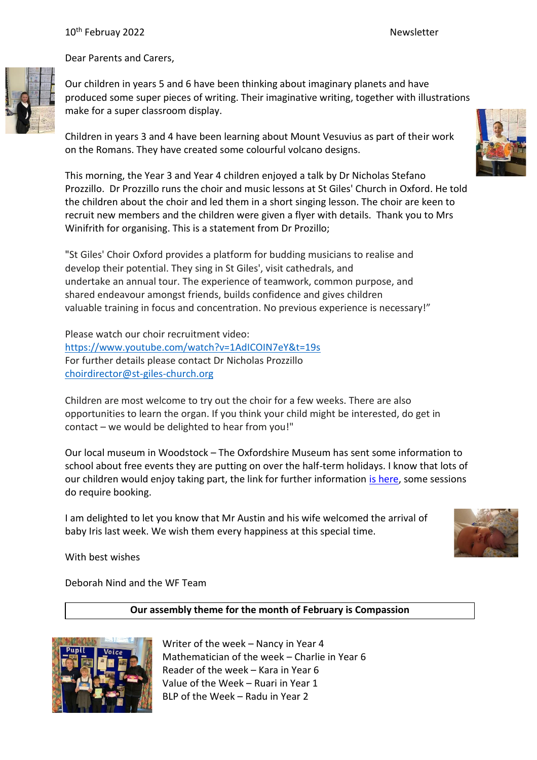10th Februay 2022 Newsletter

Dear Parents and Carers,

Our children in years 5 and 6 have been thinking about imaginary planets and have produced some super pieces of writing. Their imaginative writing, together with illustrations make for a super classroom display.

Children in years 3 and 4 have been learning about Mount Vesuvius as part of their work on the Romans. They have created some colourful volcano designs.

This morning, the Year 3 and Year 4 children enjoyed a talk by Dr Nicholas Stefano Prozzillo. Dr Prozzillo runs the choir and music lessons at St Giles' Church in Oxford. He told the children about the choir and led them in a short singing lesson. The choir are keen to recruit new members and the children were given a flyer with details. Thank you to Mrs Winifrith for organising. This is a statement from Dr Prozillo;

"St Giles' Choir Oxford provides a platform for budding musicians to realise and develop their potential. They sing in St Giles', visit cathedrals, and undertake an annual tour. The experience of teamwork, common purpose, and shared endeavour amongst friends, builds confidence and gives children valuable training in focus and concentration. No previous experience is necessary!"

Please watch our choir recruitment video:
[https://www.youtube.com/watch?v=1AdICOIN7eY&t=19s](https://www.youtube.com/watch?v=1AdICOIN7eY&t=19s)
For further details please contact Dr Nicholas Prozzillo
[choirdirector@st-giles-church.org](mailto:choirdirector@st-giles-church.org)

Children are most welcome to try out the choir for a few weeks. There are also opportunities to learn the organ. If you think your child might be interested, do get in contact – we would be delighted to hear from you!"

Our local museum in Woodstock – The Oxfordshire Museum has sent some information to school about free events they are putting on over the half-term holidays. I know that lots of our children would enjoy taking part, the link for further information is here, some sessions do require booking.

I am delighted to let you know that Mr Austin and his wife welcomed the arrival of baby Iris last week. We wish them every happiness at this special time.

With best wishes

Deborah Nind and the WF Team

**Our assembly theme for the month of February is Compassion**

Writer of the week – Nancy in Year 4
Mathematician of the week – Charlie in Year 6
Reader of the week – Kara in Year 6
Value of the Week – Ruari in Year 1
BLP of the Week – Radu in Year 2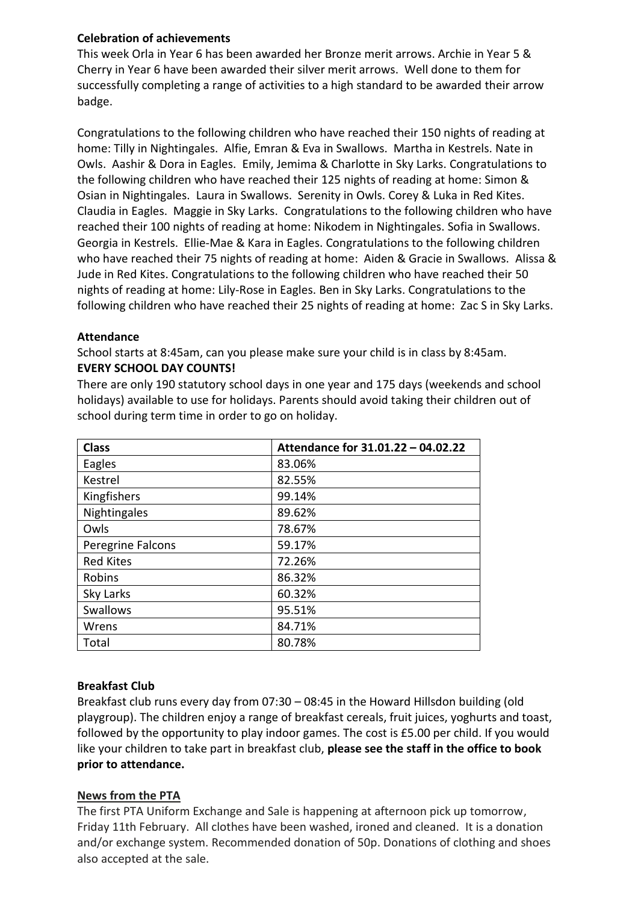**Celebration of achievements**

This week Orla in Year 6 has been awarded her Bronze merit arrows. Archie in Year 5 & Cherry in Year 6 have been awarded their silver merit arrows. Well done to them for successfully completing a range of activities to a high standard to be awarded their arrow badge.

Congratulations to the following children who have reached their 150 nights of reading at home: Tilly in Nightingales. Alfie, Emran & Eva in Swallows. Martha in Kestrels. Nate in Owls. Aashir & Dora in Eagles. Emily, Jemima & Charlotte in Sky Larks. Congratulations to the following children who have reached their 125 nights of reading at home: Simon & Osian in Nightingales. Laura in Swallows. Serenity in Owls. Corey & Luka in Red Kites. Claudia in Eagles. Maggie in Sky Larks. Congratulations to the following children who have reached their 100 nights of reading at home: Nikodem in Nightingales. Sofia in Swallows. Georgia in Kestrels. Ellie-Mae & Kara in Eagles. Congratulations to the following children who have reached their 75 nights of reading at home: Aiden & Gracie in Swallows. Alissa & Jude in Red Kites. Congratulations to the following children who have reached their 50 nights of reading at home: Lily-Rose in Eagles. Ben in Sky Larks. Congratulations to the following children who have reached their 25 nights of reading at home: Zac S in Sky Larks.

**Attendance**

School starts at 8:45am, can you please make sure your child is in class by 8:45am.

**EVERY SCHOOL DAY COUNTS!**

There are only 190 statutory school days in one year and 175 days (weekends and school holidays) available to use for holidays. Parents should avoid taking their children out of school during term time in order to go on holiday.

| Class | Attendance for 31.01.22 – 04.02.22 |
|---|---|
| Eagles | 83.06% |
| Kestrel | 82.55% |
| Kingfishers | 99.14% |
| Nightingales | 89.62% |
| Owls | 78.67% |
| Peregrine Falcons | 59.17% |
| Red Kites | 72.26% |
| Robins | 86.32% |
| Sky Larks | 60.32% |
| Swallows | 95.51% |
| Wrens | 84.71% |
| Total | 80.78% |

**Breakfast Club**

Breakfast club runs every day from 07:30 – 08:45 in the Howard Hillsdon building (old playgroup). The children enjoy a range of breakfast cereals, fruit juices, yoghurts and toast, followed by the opportunity to play indoor games. The cost is £5.00 per child. If you would like your children to take part in breakfast club, **please see the staff in the office to book prior to attendance.**

**News from the PTA**

The first PTA Uniform Exchange and Sale is happening at afternoon pick up tomorrow, Friday 11th February. All clothes have been washed, ironed and cleaned. It is a donation and/or exchange system. Recommended donation of 50p. Donations of clothing and shoes also accepted at the sale.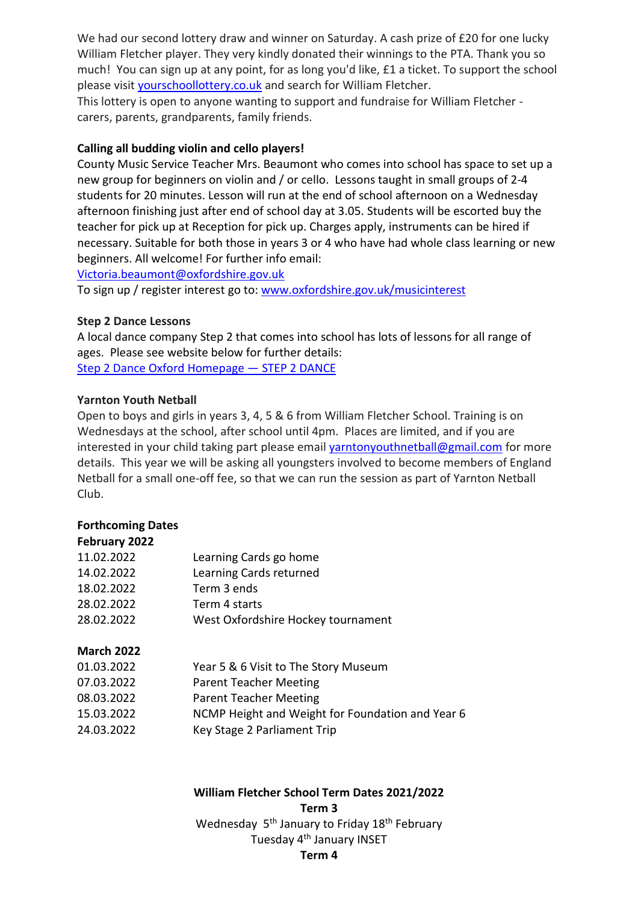We had our second lottery draw and winner on Saturday. A cash prize of £20 for one lucky William Fletcher player. They very kindly donated their winnings to the PTA. Thank you so much! You can sign up at any point, for as long you'd like, £1 a ticket. To support the school please visit yourschoollottery.co.uk and search for William Fletcher.
This lottery is open to anyone wanting to support and fundraise for William Fletcher - carers, parents, grandparents, family friends.

**Calling all budding violin and cello players!**
County Music Service Teacher Mrs. Beaumont who comes into school has space to set up a new group for beginners on violin and / or cello. Lessons taught in small groups of 2-4 students for 20 minutes. Lesson will run at the end of school afternoon on a Wednesday afternoon finishing just after end of school day at 3.05. Students will be escorted buy the teacher for pick up at Reception for pick up. Charges apply, instruments can be hired if necessary. Suitable for both those in years 3 or 4 who have had whole class learning or new beginners. All welcome! For further info email:
Victoria.beaumont@oxfordshire.gov.uk
To sign up / register interest go to: www.oxfordshire.gov.uk/musicinterest

**Step 2 Dance Lessons**
A local dance company Step 2 that comes into school has lots of lessons for all range of ages. Please see website below for further details:
Step 2 Dance Oxford Homepage — STEP 2 DANCE

**Yarnton Youth Netball**
Open to boys and girls in years 3, 4, 5 & 6 from William Fletcher School. Training is on Wednesdays at the school, after school until 4pm. Places are limited, and if you are interested in your child taking part please email yarntonyouthnetball@gmail.com for more details. This year we will be asking all youngsters involved to become members of England Netball for a small one-off fee, so that we can run the session as part of Yarnton Netball Club.

**Forthcoming Dates**

**February 2022**

| | |
|---|---|
| 11.02.2022 | Learning Cards go home |
| 14.02.2022 | Learning Cards returned |
| 18.02.2022 | Term 3 ends |
| 28.02.2022 | Term 4 starts |
| 28.02.2022 | West Oxfordshire Hockey tournament |

**March 2022**

| | |
|---|---|
| 01.03.2022 | Year 5 & 6 Visit to The Story Museum |
| 07.03.2022 | Parent Teacher Meeting |
| 08.03.2022 | Parent Teacher Meeting |
| 15.03.2022 | NCMP Height and Weight for Foundation and Year 6 |
| 24.03.2022 | Key Stage 2 Parliament Trip |

**William Fletcher School Term Dates 2021/2022**

**Term 3**

Wednesday 5th January to Friday 18th February

Tuesday 4th January INSET

**Term 4**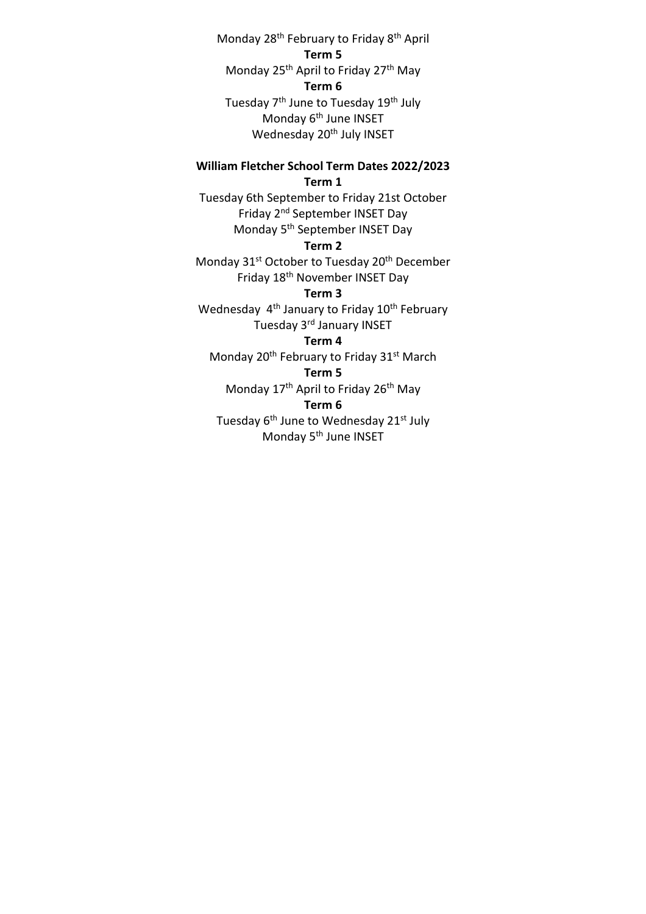Monday 28th February to Friday 8th April

**Term 5**

Monday 25th April to Friday 27th May

**Term 6**

Tuesday 7th June to Tuesday 19th July

Monday 6th June INSET

Wednesday 20th July INSET

**William Fletcher School Term Dates 2022/2023**

**Term 1**

Tuesday 6th September to Friday 21st October

Friday 2nd September INSET Day

Monday 5th September INSET Day

**Term 2**

Monday 31st October to Tuesday 20th December

Friday 18th November INSET Day

**Term 3**

Wednesday 4th January to Friday 10th February

Tuesday 3rd January INSET

**Term 4**

Monday 20th February to Friday 31st March

**Term 5**

Monday 17th April to Friday 26th May

**Term 6**

Tuesday 6th June to Wednesday 21st July

Monday 5th June INSET